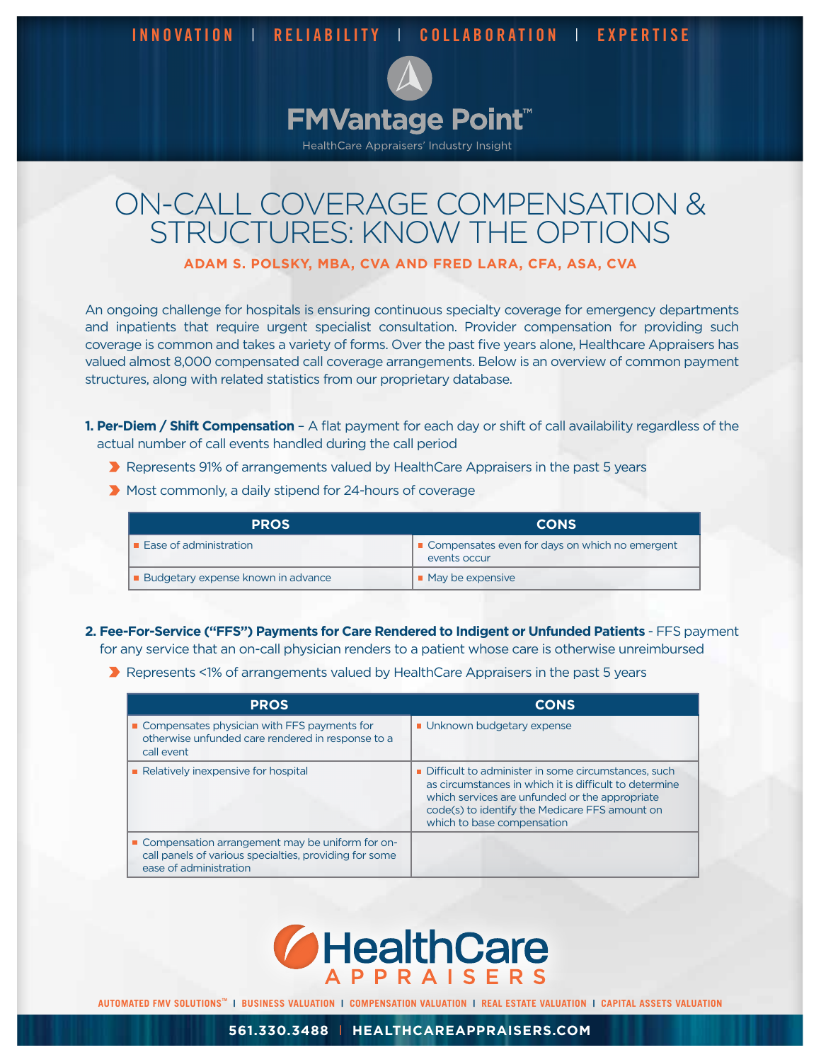# ON-CALL COVERAGE COMPENSATION & STRUCTURES: KNOW THE OPTIONS

**ADAM S. POLSKY, MBA, CVA AND FRED LARA, CFA, ASA, CVA**

An ongoing challenge for hospitals is ensuring continuous specialty coverage for emergency departments and inpatients that require urgent specialist consultation. Provider compensation for providing such coverage is common and takes a variety of forms. Over the past five years alone, Healthcare Appraisers has valued almost 8,000 compensated call coverage arrangements. Below is an overview of common payment structures, along with related statistics from our proprietary database.

1. **Per-Diem / Shift Compensation** – A flat payment for each day or shift of call availability regardless of the actual number of call events handled during the call period
   - Represents 91% of arrangements valued by HealthCare Appraisers in the past 5 years
   - Most commonly, a daily stipend for 24-hours of coverage

| PROS | CONS |
|---|---|
| Ease of administration | Compensates even for days on which no emergent events occur |
| Budgetary expense known in advance | May be expensive |

2. **Fee-For-Service ("FFS") Payments for Care Rendered to Indigent or Unfunded Patients** - FFS payment for any service that an on-call physician renders to a patient whose care is otherwise unreimbursed
   - Represents <1% of arrangements valued by HealthCare Appraisers in the past 5 years

| PROS | CONS |
|---|---|
| Compensates physician with FFS payments for otherwise unfunded care rendered in response to a call event | Unknown budgetary expense |
| Relatively inexpensive for hospital | Difficult to administer in some circumstances, such as circumstances in which it is difficult to determine which services are unfunded or the appropriate code(s) to identify the Medicare FFS amount on which to base compensation |
| Compensation arrangement may be uniform for on-call panels of various specialties, providing for some ease of administration | |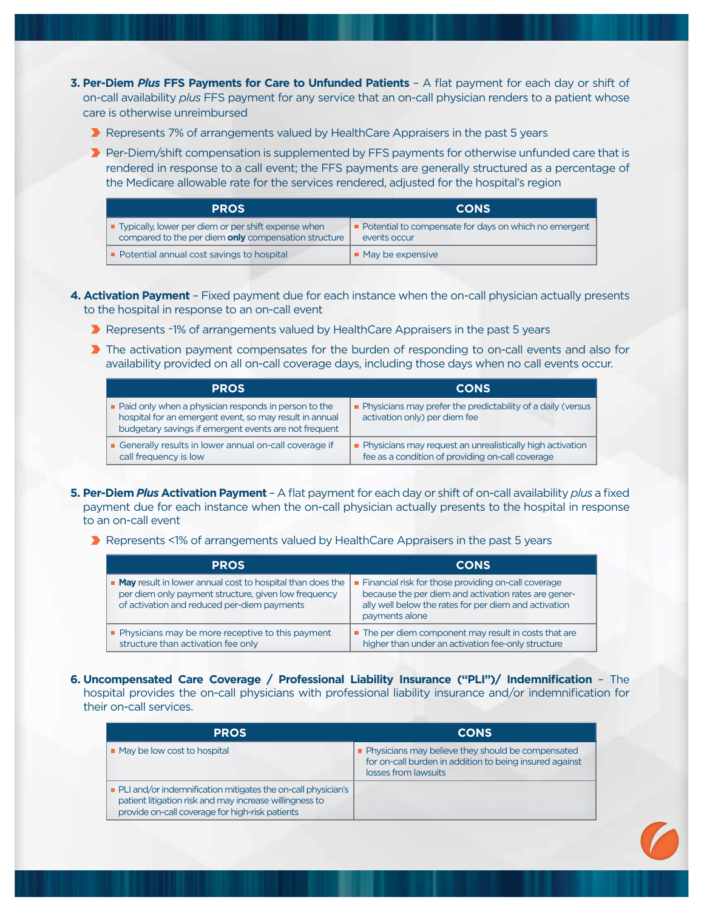3. **Per-Diem *Plus* FFS Payments for Care to Unfunded Patients** – A flat payment for each day or shift of on-call availability *plus* FFS payment for any service that an on-call physician renders to a patient whose care is otherwise unreimbursed
   - Represents 7% of arrangements valued by HealthCare Appraisers in the past 5 years
   - Per-Diem/shift compensation is supplemented by FFS payments for otherwise unfunded care that is rendered in response to a call event; the FFS payments are generally structured as a percentage of the Medicare allowable rate for the services rendered, adjusted for the hospital's region

| PROS | CONS |
|---|---|
| Typically, lower per diem or per shift expense when compared to the per diem **only** compensation structure | Potential to compensate for days on which no emergent events occur |
| Potential annual cost savings to hospital | May be expensive |

4. **Activation Payment** – Fixed payment due for each instance when the on-call physician actually presents to the hospital in response to an on-call event
   - Represents ~1% of arrangements valued by HealthCare Appraisers in the past 5 years
   - The activation payment compensates for the burden of responding to on-call events and also for availability provided on all on-call coverage days, including those days when no call events occur.

| PROS | CONS |
|---|---|
| Paid only when a physician responds in person to the hospital for an emergent event, so may result in annual budgetary savings if emergent events are not frequent | Physicians may prefer the predictability of a daily (versus activation only) per diem fee |
| Generally results in lower annual on-call coverage if call frequency is low | Physicians may request an unrealistically high activation fee as a condition of providing on-call coverage |

5. **Per-Diem *Plus* Activation Payment** – A flat payment for each day or shift of on-call availability *plus* a fixed payment due for each instance when the on-call physician actually presents to the hospital in response to an on-call event
   - Represents <1% of arrangements valued by HealthCare Appraisers in the past 5 years

| PROS | CONS |
|---|---|
| **May** result in lower annual cost to hospital than does the per diem only payment structure, given low frequency of activation and reduced per-diem payments | Financial risk for those providing on-call coverage because the per diem and activation rates are generally well below the rates for per diem and activation payments alone |
| Physicians may be more receptive to this payment structure than activation fee only | The per diem component may result in costs that are higher than under an activation fee-only structure |

6. **Uncompensated Care Coverage / Professional Liability Insurance ("PLI")/ Indemnification** – The hospital provides the on-call physicians with professional liability insurance and/or indemnification for their on-call services.

| PROS | CONS |
|---|---|
| May be low cost to hospital | Physicians may believe they should be compensated for on-call burden in addition to being insured against losses from lawsuits |
| PLI and/or indemnification mitigates the on-call physician's patient litigation risk and may increase willingness to provide on-call coverage for high-risk patients | |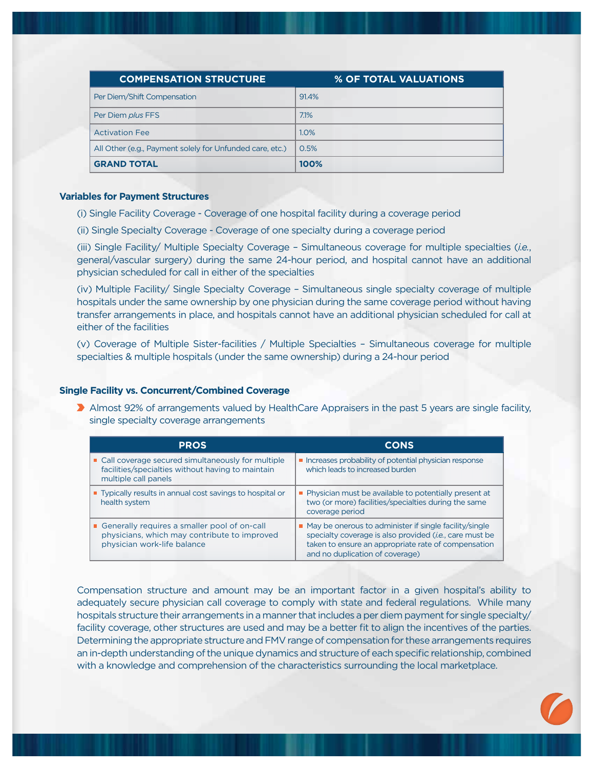| COMPENSATION STRUCTURE | % OF TOTAL VALUATIONS |
|---|---|
| Per Diem/Shift Compensation | 91.4% |
| Per Diem *plus* FFS | 7.1% |
| Activation Fee | 1.0% |
| All Other (e.g., Payment solely for Unfunded care, etc.) | 0.5% |
| **GRAND TOTAL** | **100%** |

**Variables for Payment Structures**

(i) Single Facility Coverage - Coverage of one hospital facility during a coverage period

(ii) Single Specialty Coverage - Coverage of one specialty during a coverage period

(iii) Single Facility/ Multiple Specialty Coverage – Simultaneous coverage for multiple specialties (*i.e.*, general/vascular surgery) during the same 24-hour period, and hospital cannot have an additional physician scheduled for call in either of the specialties

(iv) Multiple Facility/ Single Specialty Coverage – Simultaneous single specialty coverage of multiple hospitals under the same ownership by one physician during the same coverage period without having transfer arrangements in place, and hospitals cannot have an additional physician scheduled for call at either of the facilities

(v) Coverage of Multiple Sister-facilities / Multiple Specialties – Simultaneous coverage for multiple specialties & multiple hospitals (under the same ownership) during a 24-hour period

**Single Facility vs. Concurrent/Combined Coverage**

- Almost 92% of arrangements valued by HealthCare Appraisers in the past 5 years are single facility, single specialty coverage arrangements

| PROS | CONS |
|---|---|
| Call coverage secured simultaneously for multiple facilities/specialties without having to maintain multiple call panels | Increases probability of potential physician response which leads to increased burden |
| Typically results in annual cost savings to hospital or health system | Physician must be available to potentially present at two (or more) facilities/specialties during the same coverage period |
| Generally requires a smaller pool of on-call physicians, which may contribute to improved physician work-life balance | May be onerous to administer if single facility/single specialty coverage is also provided (*i.e.*, care must be taken to ensure an appropriate rate of compensation and no duplication of coverage) |

Compensation structure and amount may be an important factor in a given hospital's ability to adequately secure physician call coverage to comply with state and federal regulations. While many hospitals structure their arrangements in a manner that includes a per diem payment for single specialty/facility coverage, other structures are used and may be a better fit to align the incentives of the parties. Determining the appropriate structure and FMV range of compensation for these arrangements requires an in-depth understanding of the unique dynamics and structure of each specific relationship, combined with a knowledge and comprehension of the characteristics surrounding the local marketplace.